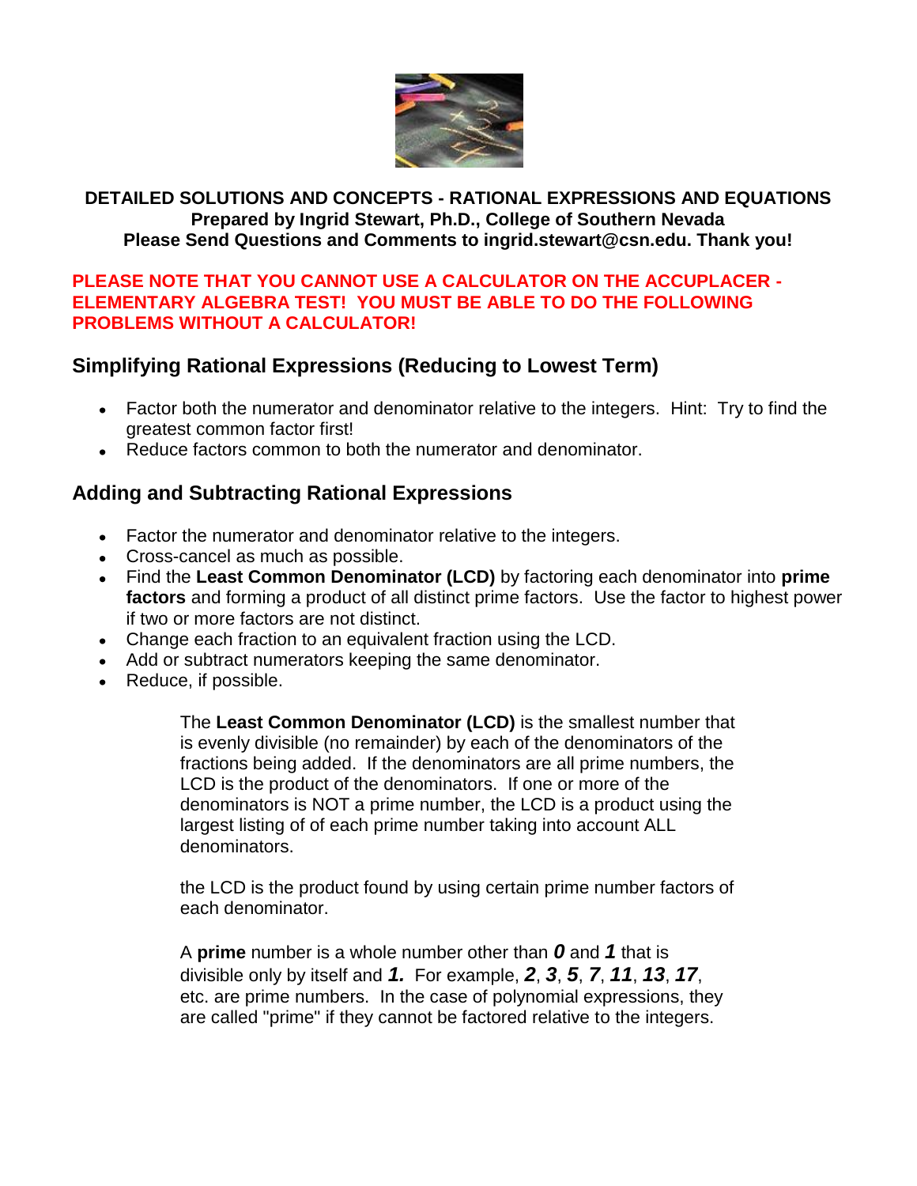**DETAILED SOLUTIONS AND CONCEPTS - RATIONAL EXPRESSIONS AND EQUATIONS**
**Prepared by Ingrid Stewart, Ph.D., College of Southern Nevada**
**Please Send Questions and Comments to ingrid.stewart@csn.edu. Thank you!**

**PLEASE NOTE THAT YOU CANNOT USE A CALCULATOR ON THE ACCUPLACER - ELEMENTARY ALGEBRA TEST! YOU MUST BE ABLE TO DO THE FOLLOWING PROBLEMS WITHOUT A CALCULATOR!**

## Simplifying Rational Expressions (Reducing to Lowest Term)

- Factor both the numerator and denominator relative to the integers. Hint: Try to find the greatest common factor first!
- Reduce factors common to both the numerator and denominator.

## Adding and Subtracting Rational Expressions

- Factor the numerator and denominator relative to the integers.
- Cross-cancel as much as possible.
- Find the **Least Common Denominator (LCD)** by factoring each denominator into **prime factors** and forming a product of all distinct prime factors. Use the factor to highest power if two or more factors are not distinct.
- Change each fraction to an equivalent fraction using the LCD.
- Add or subtract numerators keeping the same denominator.
- Reduce, if possible.

The **Least Common Denominator (LCD)** is the smallest number that is evenly divisible (no remainder) by each of the denominators of the fractions being added. If the denominators are all prime numbers, the LCD is the product of the denominators. If one or more of the denominators is NOT a prime number, the LCD is a product using the largest listing of of each prime number taking into account ALL denominators.

the LCD is the product found by using certain prime number factors of each denominator.

A **prime** number is a whole number other than ***0*** and ***1*** that is divisible only by itself and ***1.*** For example, ***2***, ***3***, ***5***, ***7***, ***11***, ***13***, ***17***, etc. are prime numbers. In the case of polynomial expressions, they are called "prime" if they cannot be factored relative to the integers.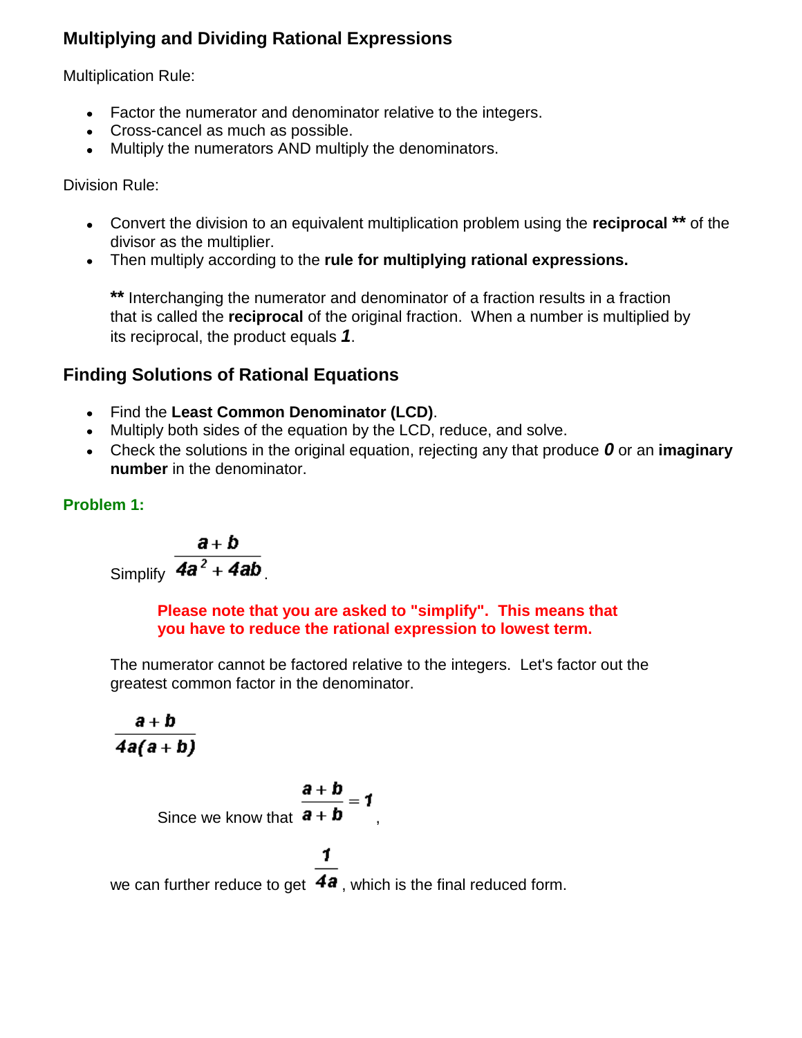## Multiplying and Dividing Rational Expressions

Multiplication Rule:

- Factor the numerator and denominator relative to the integers.
- Cross-cancel as much as possible.
- Multiply the numerators AND multiply the denominators.

Division Rule:

- Convert the division to an equivalent multiplication problem using the **reciprocal \*\*** of the divisor as the multiplier.
- Then multiply according to the **rule for multiplying rational expressions.**

  **\*\*** Interchanging the numerator and denominator of a fraction results in a fraction that is called the **reciprocal** of the original fraction. When a number is multiplied by its reciprocal, the product equals ***1***.

## Finding Solutions of Rational Equations

- Find the **Least Common Denominator (LCD)**.
- Multiply both sides of the equation by the LCD, reduce, and solve.
- Check the solutions in the original equation, rejecting any that produce ***0*** or an **imaginary number** in the denominator.

**Problem 1:**

Simplify $\frac{a+b}{4a^2+4ab}$.

**Please note that you are asked to "simplify". This means that you have to reduce the rational expression to lowest term.**

The numerator cannot be factored relative to the integers. Let's factor out the greatest common factor in the denominator.

$$\frac{a+b}{4a(a+b)}$$

Since we know that $\frac{a+b}{a+b}=1$,

we can further reduce to get $\frac{1}{4a}$, which is the final reduced form.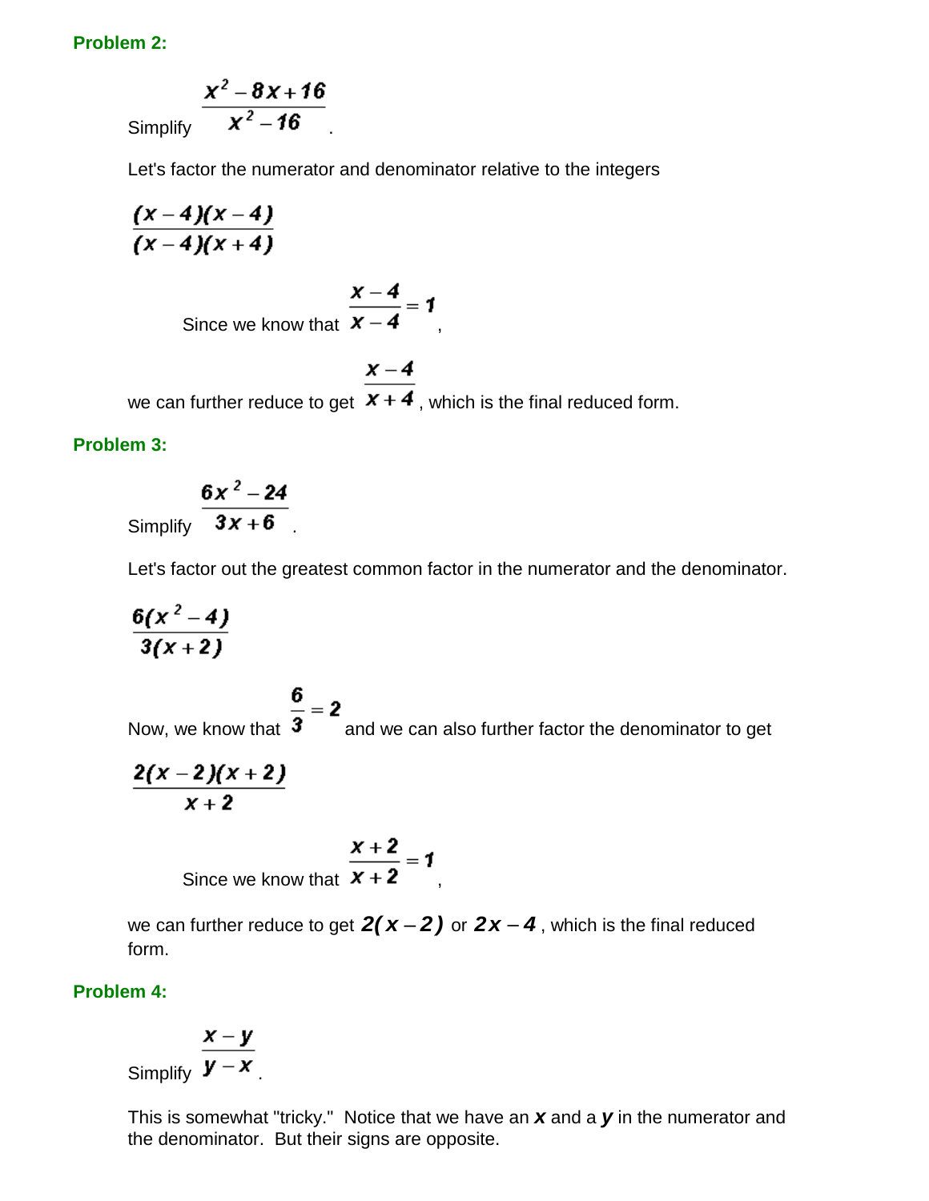**Problem 2:**

Simplify $\dfrac{x^2 - 8x + 16}{x^2 - 16}$.

Let's factor the numerator and denominator relative to the integers

$$\frac{(x-4)(x-4)}{(x-4)(x+4)}$$

Since we know that $\dfrac{x-4}{x-4} = 1$,

we can further reduce to get $\dfrac{x-4}{x+4}$, which is the final reduced form.

**Problem 3:**

Simplify $\dfrac{6x^2 - 24}{3x + 6}$.

Let's factor out the greatest common factor in the numerator and the denominator.

$$\frac{6(x^2 - 4)}{3(x+2)}$$

Now, we know that $\dfrac{6}{3} = 2$ and we can also further factor the denominator to get

$$\frac{2(x-2)(x+2)}{x+2}$$

Since we know that $\dfrac{x+2}{x+2} = 1$,

we can further reduce to get $2(x-2)$ or $2x - 4$, which is the final reduced form.

**Problem 4:**

Simplify $\dfrac{x - y}{y - x}$.

This is somewhat "tricky." Notice that we have an $x$ and a $y$ in the numerator and the denominator. But their signs are opposite.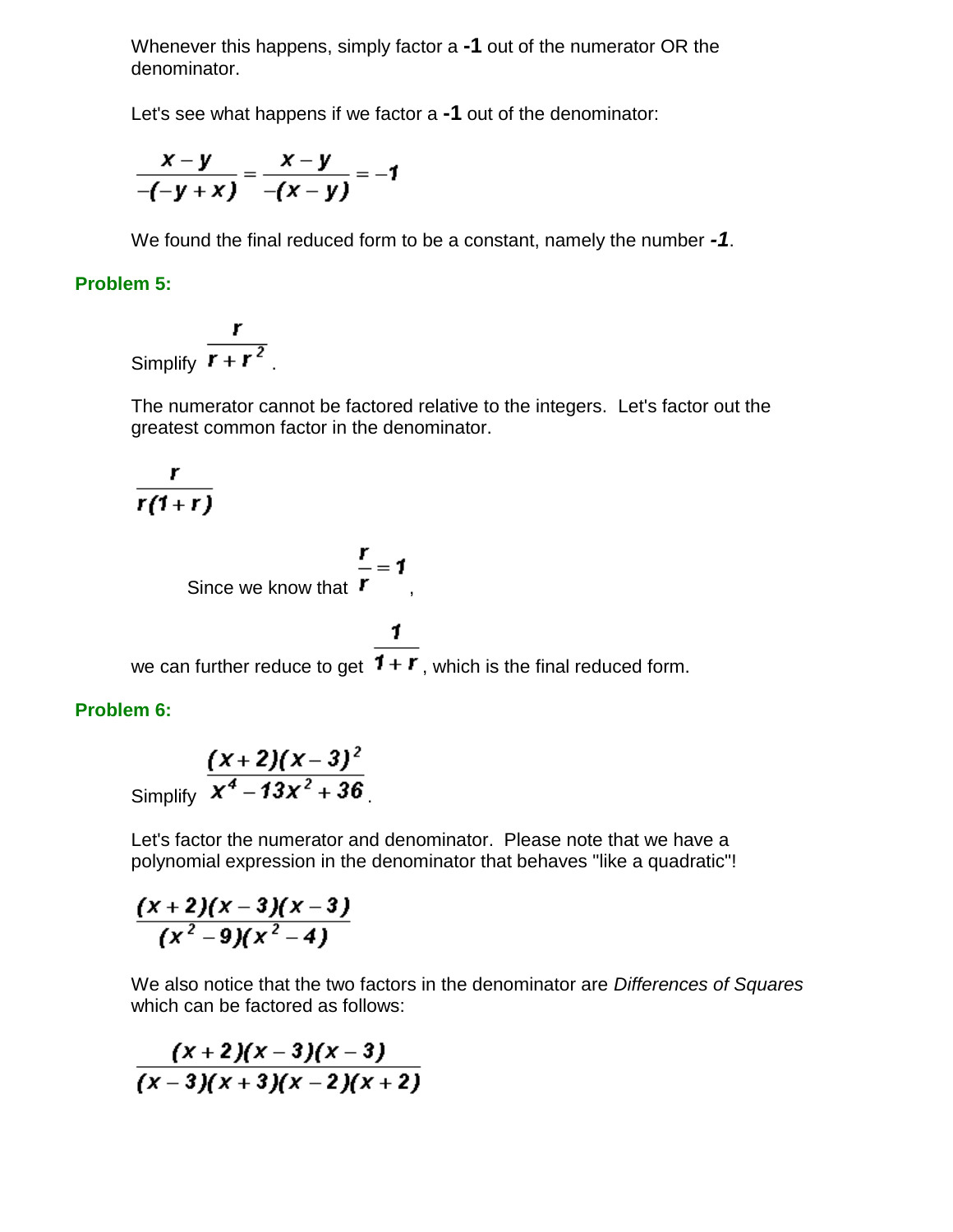Whenever this happens, simply factor a **-1** out of the numerator OR the denominator.

Let's see what happens if we factor a **-1** out of the denominator:

$$\frac{x-y}{-(-y+x)} = \frac{x-y}{-(x-y)} = -1$$

We found the final reduced form to be a constant, namely the number ***-1***.

### Problem 5:

Simplify $\dfrac{r}{r+r^2}$.

The numerator cannot be factored relative to the integers. Let's factor out the greatest common factor in the denominator.

$$\frac{r}{r(1+r)}$$

Since we know that $\dfrac{r}{r} = 1$,

we can further reduce to get $\dfrac{1}{1+r}$, which is the final reduced form.

### Problem 6:

Simplify $\dfrac{(x+2)(x-3)^2}{x^4-13x^2+36}$.

Let's factor the numerator and denominator. Please note that we have a polynomial expression in the denominator that behaves "like a quadratic"!

$$\frac{(x+2)(x-3)(x-3)}{(x^2-9)(x^2-4)}$$

We also notice that the two factors in the denominator are *Differences of Squares* which can be factored as follows:

$$\frac{(x+2)(x-3)(x-3)}{(x-3)(x+3)(x-2)(x+2)}$$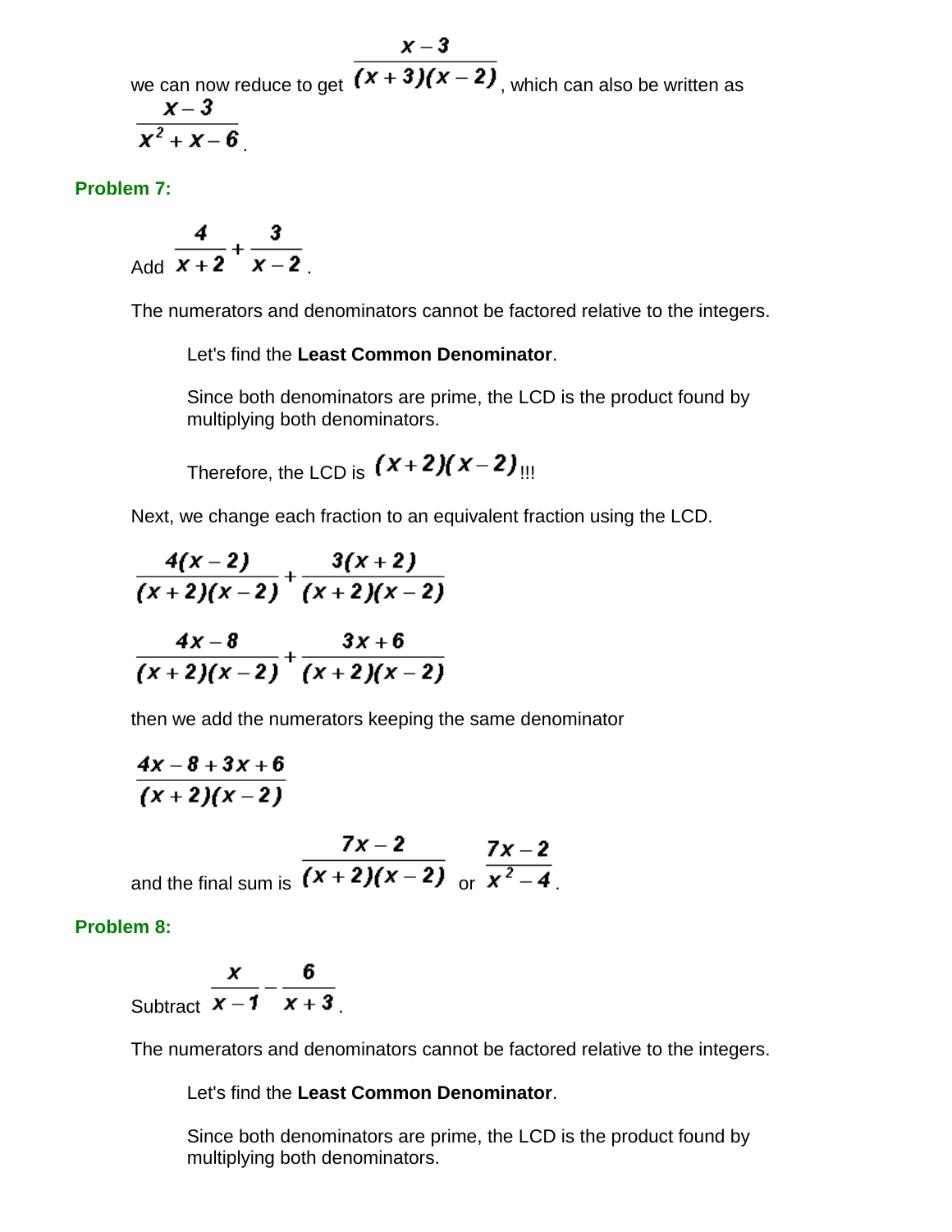we can now reduce to get $\frac{x-3}{(x+3)(x-2)}$, which can also be written as $\frac{x-3}{x^2+x-6}$.

**Problem 7:**

Add $\frac{4}{x+2}+\frac{3}{x-2}$.

The numerators and denominators cannot be factored relative to the integers.

Let's find the **Least Common Denominator**.

Since both denominators are prime, the LCD is the product found by multiplying both denominators.

Therefore, the LCD is $(x+2)(x-2)$!!!

Next, we change each fraction to an equivalent fraction using the LCD.

$$\frac{4(x-2)}{(x+2)(x-2)}+\frac{3(x+2)}{(x+2)(x-2)}$$

$$\frac{4x-8}{(x+2)(x-2)}+\frac{3x+6}{(x+2)(x-2)}$$

then we add the numerators keeping the same denominator

$$\frac{4x-8+3x+6}{(x+2)(x-2)}$$

and the final sum is $\frac{7x-2}{(x+2)(x-2)}$ or $\frac{7x-2}{x^2-4}$.

**Problem 8:**

Subtract $\frac{x}{x-1}-\frac{6}{x+3}$.

The numerators and denominators cannot be factored relative to the integers.

Let's find the **Least Common Denominator**.

Since both denominators are prime, the LCD is the product found by multiplying both denominators.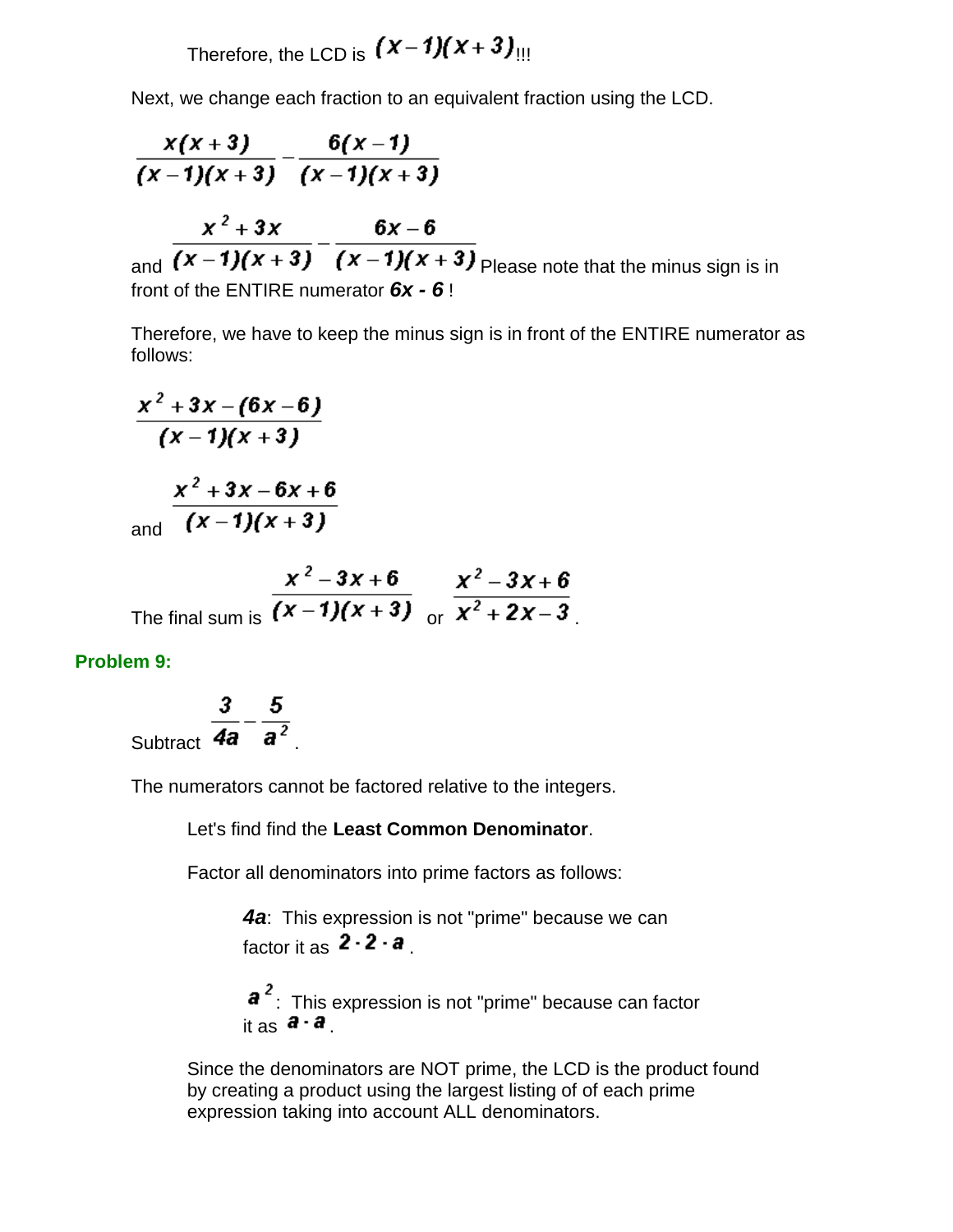Therefore, the LCD is $(x-1)(x+3)$!!!

Next, we change each fraction to an equivalent fraction using the LCD.

$$\frac{x(x+3)}{(x-1)(x+3)} - \frac{6(x-1)}{(x-1)(x+3)}$$

and $\frac{x^2+3x}{(x-1)(x+3)} - \frac{6x-6}{(x-1)(x+3)}$ Please note that the minus sign is in front of the ENTIRE numerator ***6x - 6*** !

Therefore, we have to keep the minus sign is in front of the ENTIRE numerator as follows:

$$\frac{x^2+3x-(6x-6)}{(x-1)(x+3)}$$

and $\frac{x^2+3x-6x+6}{(x-1)(x+3)}$

The final sum is $\frac{x^2-3x+6}{(x-1)(x+3)}$ or $\frac{x^2-3x+6}{x^2+2x-3}$.

**Problem 9:**

Subtract $\frac{3}{4a} - \frac{5}{a^2}$.

The numerators cannot be factored relative to the integers.

Let's find find the **Least Common Denominator**.

Factor all denominators into prime factors as follows:

***4a***: This expression is not "prime" because we can factor it as $2 \cdot 2 \cdot a$.

$a^2$: This expression is not "prime" because can factor it as $a \cdot a$.

Since the denominators are NOT prime, the LCD is the product found by creating a product using the largest listing of of each prime expression taking into account ALL denominators.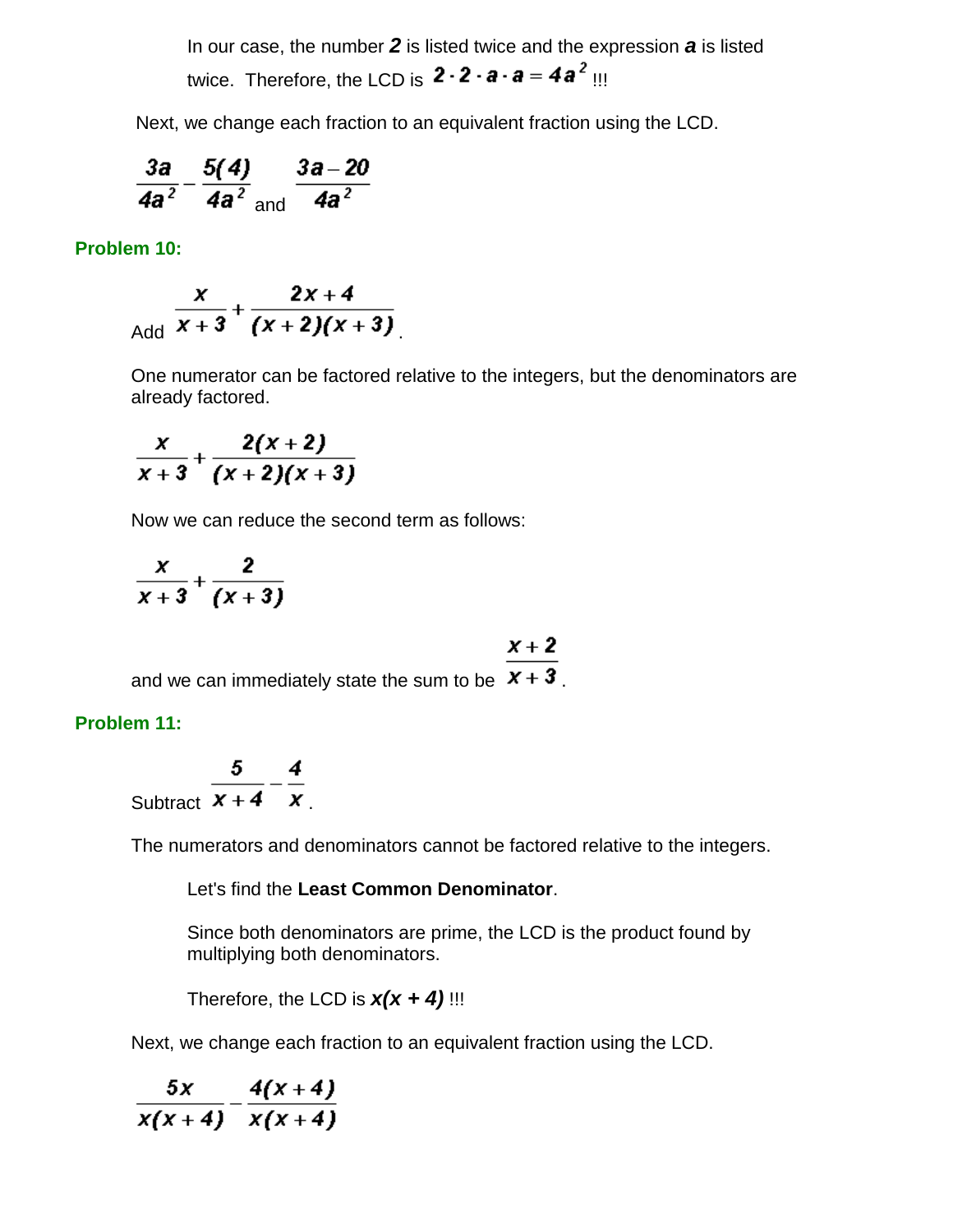In our case, the number ***2*** is listed twice and the expression ***a*** is listed twice. Therefore, the LCD is $2 \cdot 2 \cdot a \cdot a = 4a^2$ !!!

Next, we change each fraction to an equivalent fraction using the LCD.

$$\frac{3a}{4a^2} - \frac{5(4)}{4a^2} \text{ and } \frac{3a-20}{4a^2}$$

**Problem 10:**

Add $\dfrac{x}{x+3} + \dfrac{2x+4}{(x+2)(x+3)}$.

One numerator can be factored relative to the integers, but the denominators are already factored.

$$\frac{x}{x+3} + \frac{2(x+2)}{(x+2)(x+3)}$$

Now we can reduce the second term as follows:

$$\frac{x}{x+3} + \frac{2}{(x+3)}$$

and we can immediately state the sum to be $\dfrac{x+2}{x+3}$.

**Problem 11:**

Subtract $\dfrac{5}{x+4} - \dfrac{4}{x}$.

The numerators and denominators cannot be factored relative to the integers.

Let's find the **Least Common Denominator**.

Since both denominators are prime, the LCD is the product found by multiplying both denominators.

Therefore, the LCD is ***x(x + 4)*** !!!

Next, we change each fraction to an equivalent fraction using the LCD.

$$\frac{5x}{x(x+4)} - \frac{4(x+4)}{x(x+4)}$$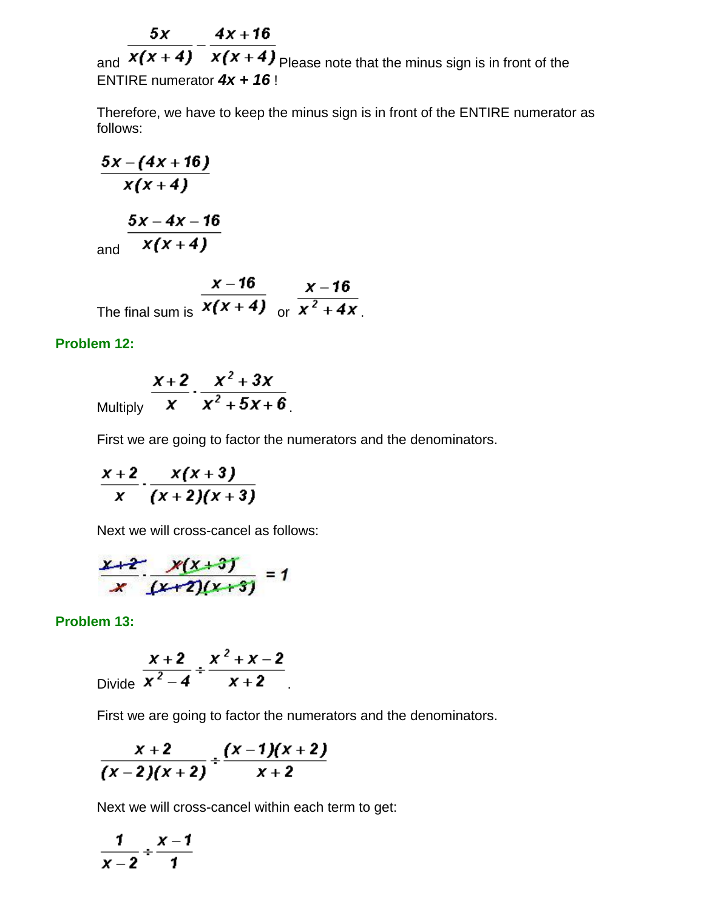and $\dfrac{5x}{x(x+4)} - \dfrac{4x+16}{x(x+4)}$ Please note that the minus sign is in front of the ENTIRE numerator ***4x + 16*** !

Therefore, we have to keep the minus sign is in front of the ENTIRE numerator as follows:

$$\frac{5x-(4x+16)}{x(x+4)}$$

and $\dfrac{5x-4x-16}{x(x+4)}$

The final sum is $\dfrac{x-16}{x(x+4)}$ or $\dfrac{x-16}{x^2+4x}$.

**Problem 12:**

Multiply $\dfrac{x+2}{x} \cdot \dfrac{x^2+3x}{x^2+5x+6}$.

First we are going to factor the numerators and the denominators.

$$\frac{x+2}{x} \cdot \frac{x(x+3)}{(x+2)(x+3)}$$

Next we will cross-cancel as follows:

$$\frac{\cancel{x+2}}{\cancel{x}} \cdot \frac{\cancel{x}\cancel{(x+3)}}{\cancel{(x+2)}\cancel{(x+3)}} = 1$$

**Problem 13:**

Divide $\dfrac{x+2}{x^2-4} \div \dfrac{x^2+x-2}{x+2}$.

First we are going to factor the numerators and the denominators.

$$\frac{x+2}{(x-2)(x+2)} \div \frac{(x-1)(x+2)}{x+2}$$

Next we will cross-cancel within each term to get:

$$\frac{1}{x-2} \div \frac{x-1}{1}$$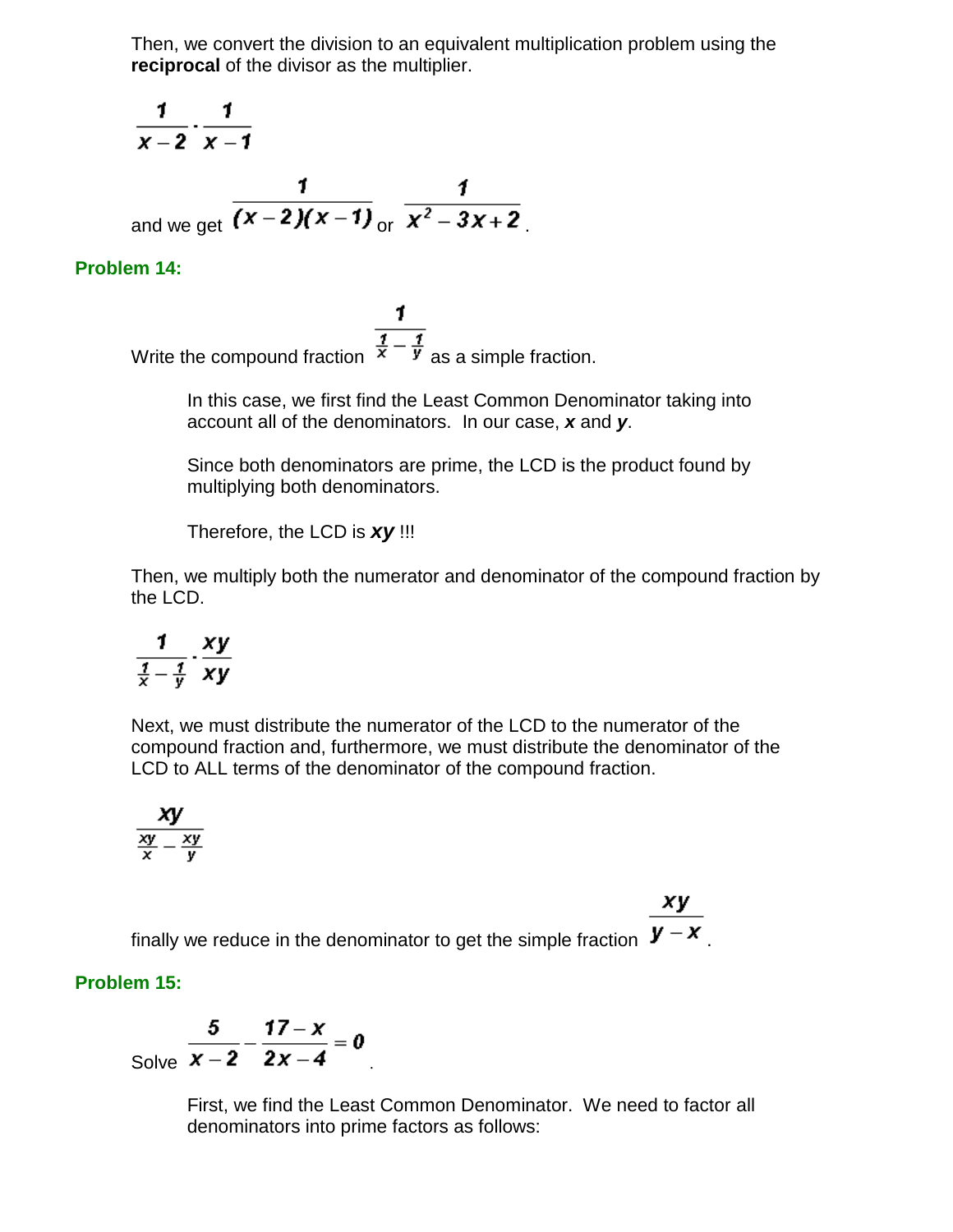Then, we convert the division to an equivalent multiplication problem using the **reciprocal** of the divisor as the multiplier.

$$\frac{1}{x-2} \cdot \frac{1}{x-1}$$

and we get $\dfrac{1}{(x-2)(x-1)}$ or $\dfrac{1}{x^2-3x+2}$.

### Problem 14:

Write the compound fraction $\dfrac{1}{\frac{1}{x}-\frac{1}{y}}$ as a simple fraction.

In this case, we first find the Least Common Denominator taking into account all of the denominators. In our case, $x$ and $y$.

Since both denominators are prime, the LCD is the product found by multiplying both denominators.

Therefore, the LCD is $xy$ !!!

Then, we multiply both the numerator and denominator of the compound fraction by the LCD.

$$\frac{1}{\frac{1}{x}-\frac{1}{y}} \cdot \frac{xy}{xy}$$

Next, we must distribute the numerator of the LCD to the numerator of the compound fraction and, furthermore, we must distribute the denominator of the LCD to ALL terms of the denominator of the compound fraction.

$$\frac{xy}{\frac{xy}{x}-\frac{xy}{y}}$$

finally we reduce in the denominator to get the simple fraction $\dfrac{xy}{y-x}$.

### Problem 15:

Solve $\dfrac{5}{x-2}-\dfrac{17-x}{2x-4}=0$.

First, we find the Least Common Denominator. We need to factor all denominators into prime factors as follows: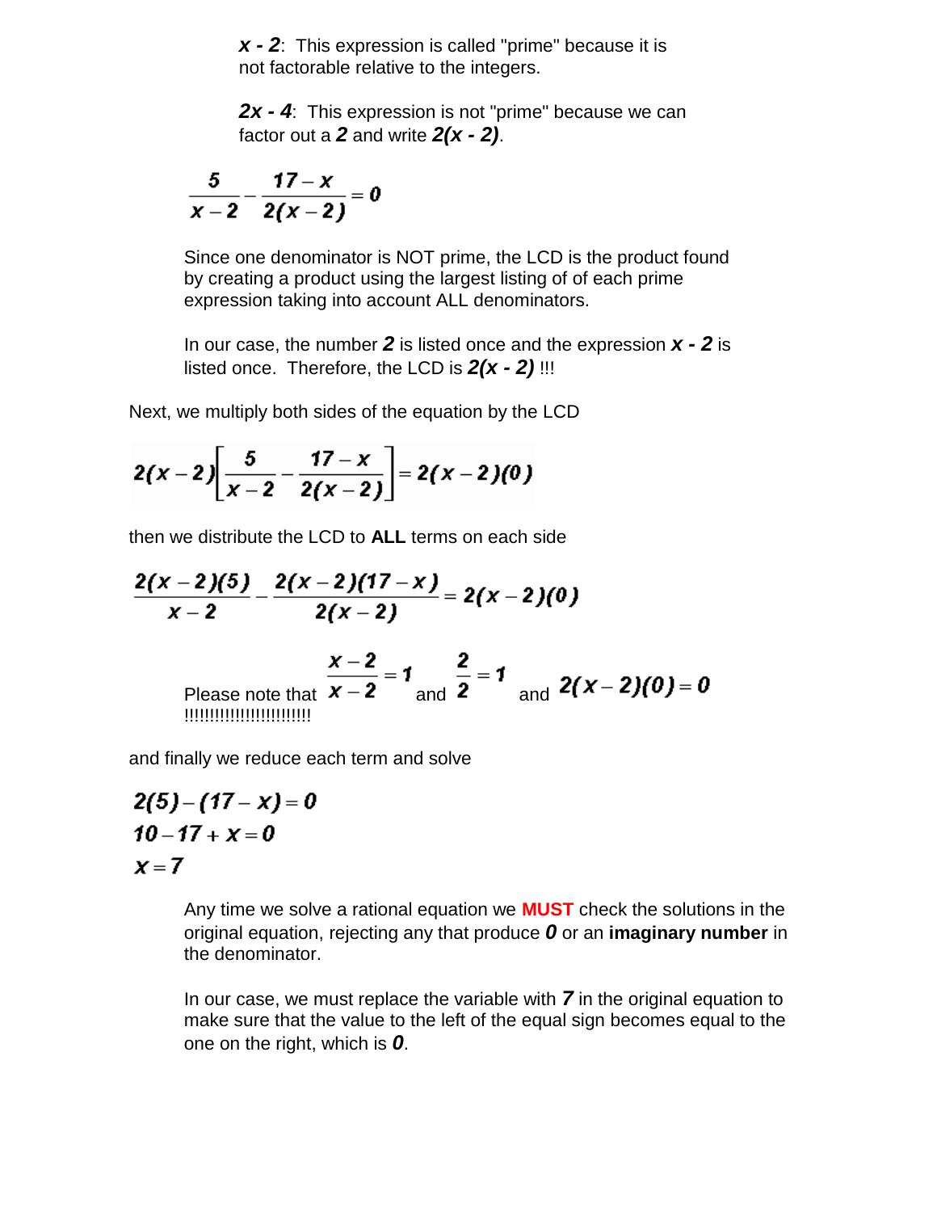***x - 2***: This expression is called "prime" because it is not factorable relative to the integers.

***2x - 4***: This expression is not "prime" because we can factor out a ***2*** and write ***2(x - 2)***.

$$\frac{5}{x-2} - \frac{17-x}{2(x-2)} = 0$$

Since one denominator is NOT prime, the LCD is the product found by creating a product using the largest listing of of each prime expression taking into account ALL denominators.

In our case, the number ***2*** is listed once and the expression ***x - 2*** is listed once. Therefore, the LCD is ***2(x - 2)*** !!!

Next, we multiply both sides of the equation by the LCD

$$2(x-2)\left[\frac{5}{x-2} - \frac{17-x}{2(x-2)}\right] = 2(x-2)(0)$$

then we distribute the LCD to **ALL** terms on each side

$$\frac{2(x-2)(5)}{x-2} - \frac{2(x-2)(17-x)}{2(x-2)} = 2(x-2)(0)$$

Please note that $\frac{x-2}{x-2} = 1$ and $\frac{2}{2} = 1$ and $2(x-2)(0) = 0$ !!!!!!!!!!!!!!!!!!!!!!!!!

and finally we reduce each term and solve

$$2(5) - (17 - x) = 0$$
$$10 - 17 + x = 0$$
$$x = 7$$

Any time we solve a rational equation we **MUST** check the solutions in the original equation, rejecting any that produce ***0*** or an **imaginary number** in the denominator.

In our case, we must replace the variable with ***7*** in the original equation to make sure that the value to the left of the equal sign becomes equal to the one on the right, which is ***0***.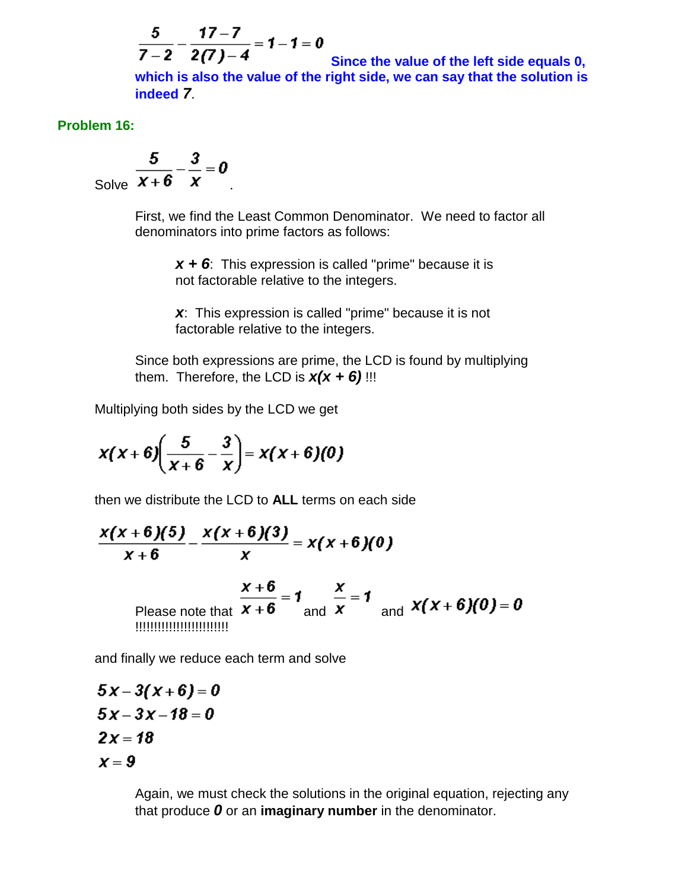$$\frac{5}{7-2} - \frac{17-7}{2(7)-4} = 1 - 1 = 0$$

**Since the value of the left side equals 0, which is also the value of the right side, we can say that the solution is indeed *7*.**

**Problem 16:**

Solve $\dfrac{5}{x+6} - \dfrac{3}{x} = 0$.

First, we find the Least Common Denominator. We need to factor all denominators into prime factors as follows:

***x + 6***: This expression is called "prime" because it is not factorable relative to the integers.

***x***: This expression is called "prime" because it is not factorable relative to the integers.

Since both expressions are prime, the LCD is found by multiplying them. Therefore, the LCD is ***x(x + 6)*** !!!

Multiplying both sides by the LCD we get

$$x(x+6)\left(\frac{5}{x+6} - \frac{3}{x}\right) = x(x+6)(0)$$

then we distribute the LCD to **ALL** terms on each side

$$\frac{x(x+6)(5)}{x+6} - \frac{x(x+6)(3)}{x} = x(x+6)(0)$$

Please note that $\dfrac{x+6}{x+6} = 1$ and $\dfrac{x}{x} = 1$ and $x(x+6)(0) = 0$ !!!!!!!!!!!!!!!!!!!!!!!!!

and finally we reduce each term and solve

$$5x - 3(x+6) = 0$$
$$5x - 3x - 18 = 0$$
$$2x = 18$$
$$x = 9$$

Again, we must check the solutions in the original equation, rejecting any that produce ***0*** or an **imaginary number** in the denominator.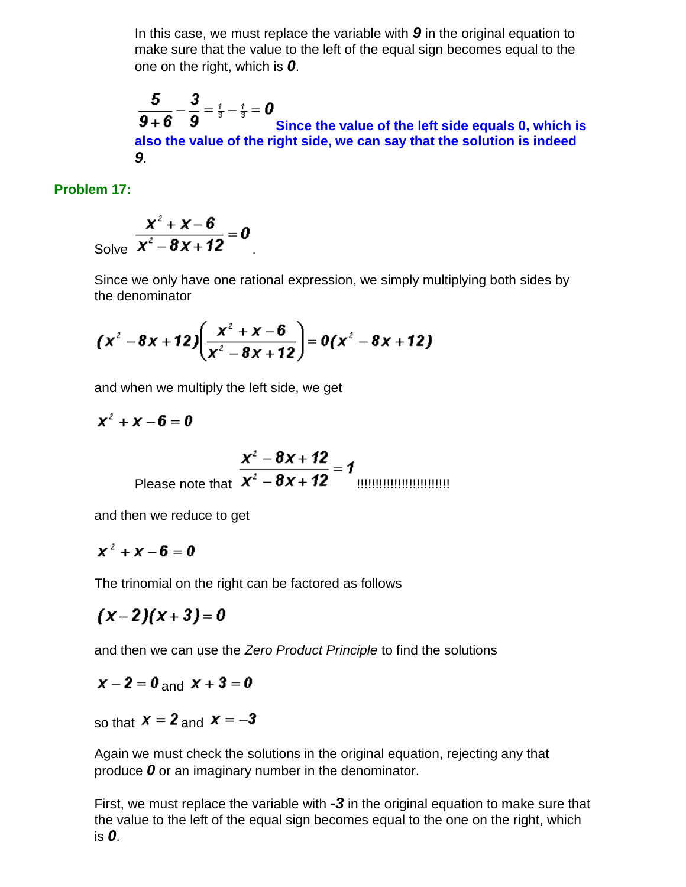In this case, we must replace the variable with ***9*** in the original equation to make sure that the value to the left of the equal sign becomes equal to the one on the right, which is ***0***.

$$\frac{5}{9+6}-\frac{3}{9}=\tfrac{1}{3}-\tfrac{1}{3}=0$$

**Since the value of the left side equals 0, which is also the value of the right side, we can say that the solution is indeed *9*.**

**Problem 17:**

Solve $\dfrac{x^2+x-6}{x^2-8x+12}=0$.

Since we only have one rational expression, we simply multiplying both sides by the denominator

$$(x^2-8x+12)\left(\frac{x^2+x-6}{x^2-8x+12}\right)=0(x^2-8x+12)$$

and when we multiply the left side, we get

$$x^2+x-6=0$$

Please note that $\dfrac{x^2-8x+12}{x^2-8x+12}=1$ !!!!!!!!!!!!!!!!!!!!!!!!

and then we reduce to get

$$x^2+x-6=0$$

The trinomial on the right can be factored as follows

$$(x-2)(x+3)=0$$

and then we can use the *Zero Product Principle* to find the solutions

$x-2=0$ and $x+3=0$

so that $x=2$ and $x=-3$

Again we must check the solutions in the original equation, rejecting any that produce ***0*** or an imaginary number in the denominator.

First, we must replace the variable with ***-3*** in the original equation to make sure that the value to the left of the equal sign becomes equal to the one on the right, which is ***0***.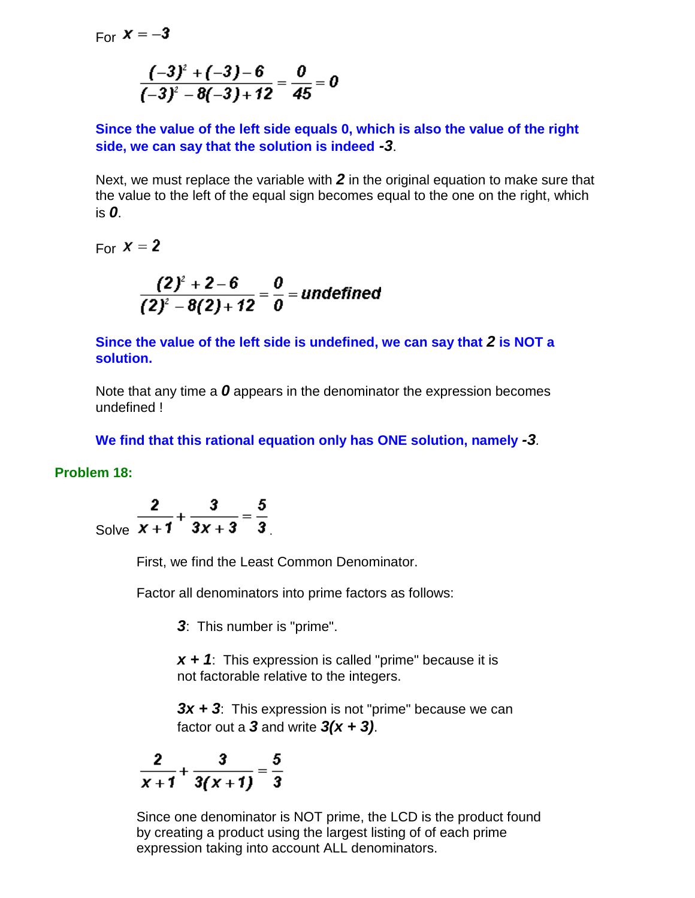For $x = -3$

$$\frac{(-3)^2 + (-3) - 6}{(-3)^2 - 8(-3) + 12} = \frac{0}{45} = 0$$

**Since the value of the left side equals 0, which is also the value of the right side, we can say that the solution is indeed *-3*.**

Next, we must replace the variable with ***2*** in the original equation to make sure that the value to the left of the equal sign becomes equal to the one on the right, which is ***0***.

For $x = 2$

$$\frac{(2)^2 + 2 - 6}{(2)^2 - 8(2) + 12} = \frac{0}{0} = undefined$$

**Since the value of the left side is undefined, we can say that *2* is NOT a solution.**

Note that any time a ***0*** appears in the denominator the expression becomes undefined !

**We find that this rational equation only has ONE solution, namely *-3*.**

**Problem 18:**

Solve $\frac{2}{x+1} + \frac{3}{3x+3} = \frac{5}{3}$.

First, we find the Least Common Denominator.

Factor all denominators into prime factors as follows:

***3***: This number is "prime".

***x + 1***: This expression is called "prime" because it is not factorable relative to the integers.

***3x + 3***: This expression is not "prime" because we can factor out a ***3*** and write ***3(x + 3)***.

$$\frac{2}{x+1} + \frac{3}{3(x+1)} = \frac{5}{3}$$

Since one denominator is NOT prime, the LCD is the product found by creating a product using the largest listing of of each prime expression taking into account ALL denominators.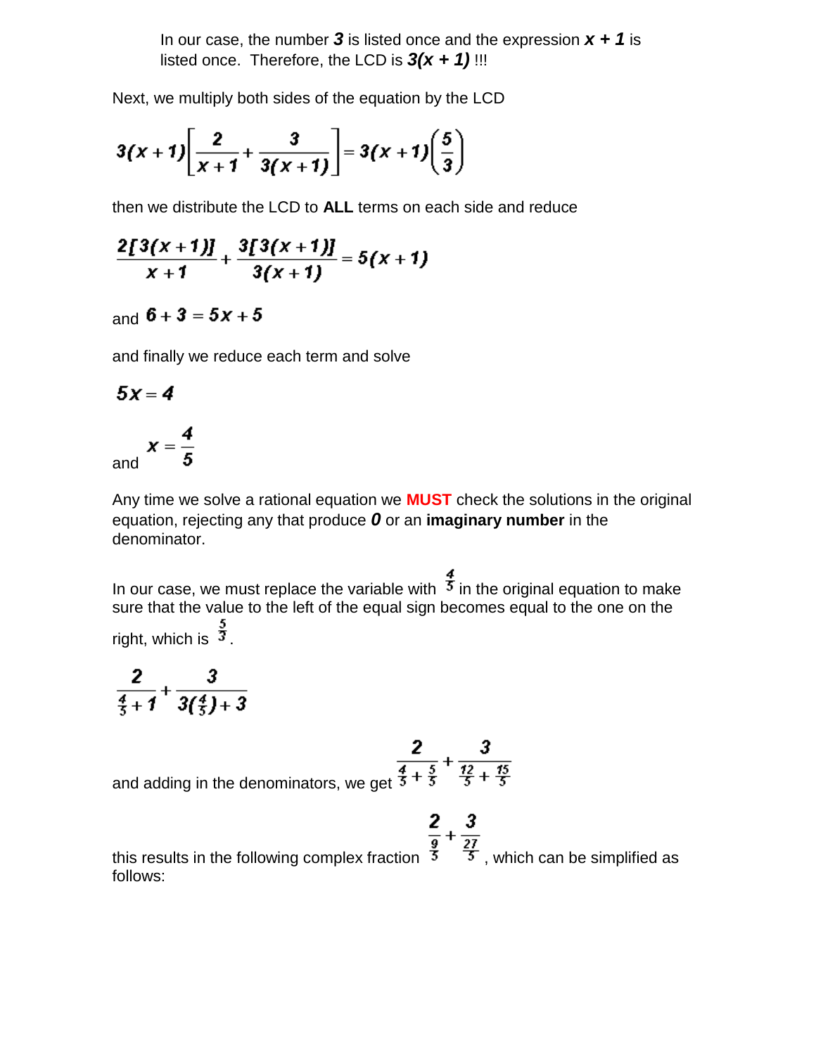In our case, the number ***3*** is listed once and the expression ***x + 1*** is listed once. Therefore, the LCD is ***3(x + 1)*** !!!

Next, we multiply both sides of the equation by the LCD

$$3(x+1)\left[\frac{2}{x+1}+\frac{3}{3(x+1)}\right]=3(x+1)\left(\frac{5}{3}\right)$$

then we distribute the LCD to **ALL** terms on each side and reduce

$$\frac{2[3(x+1)]}{x+1}+\frac{3[3(x+1)]}{3(x+1)}=5(x+1)$$

and $6+3=5x+5$

and finally we reduce each term and solve

$$5x=4$$

and $x=\frac{4}{5}$

Any time we solve a rational equation we **MUST** check the solutions in the original equation, rejecting any that produce ***0*** or an **imaginary number** in the denominator.

In our case, we must replace the variable with $\frac{4}{5}$ in the original equation to make sure that the value to the left of the equal sign becomes equal to the one on the right, which is $\frac{5}{3}$.

$$\frac{2}{\frac{4}{5}+1}+\frac{3}{3(\frac{4}{5})+3}$$

and adding in the denominators, we get $\frac{2}{\frac{4}{5}+\frac{5}{5}}+\frac{3}{\frac{12}{5}+\frac{15}{5}}$

this results in the following complex fraction $\frac{2}{\frac{9}{5}}+\frac{3}{\frac{27}{5}}$, which can be simplified as follows: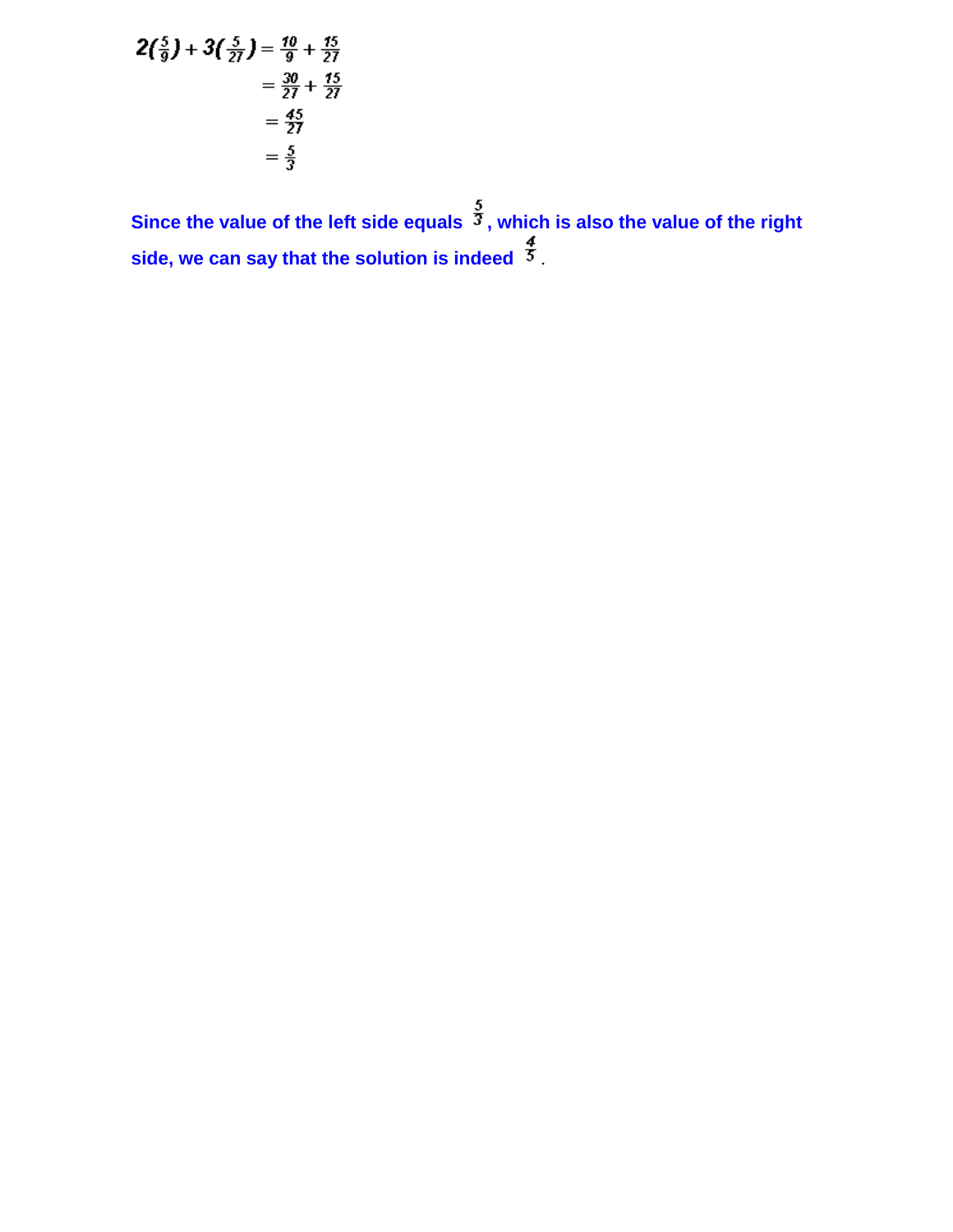$$
\begin{aligned}
2\left(\frac{5}{9}\right) + 3\left(\frac{5}{27}\right) &= \frac{10}{9} + \frac{15}{27} \\
&= \frac{30}{27} + \frac{15}{27} \\
&= \frac{45}{27} \\
&= \frac{5}{3}
\end{aligned}
$$

**Since the value of the left side equals $\frac{5}{3}$, which is also the value of the right side, we can say that the solution is indeed $\frac{4}{5}$.**